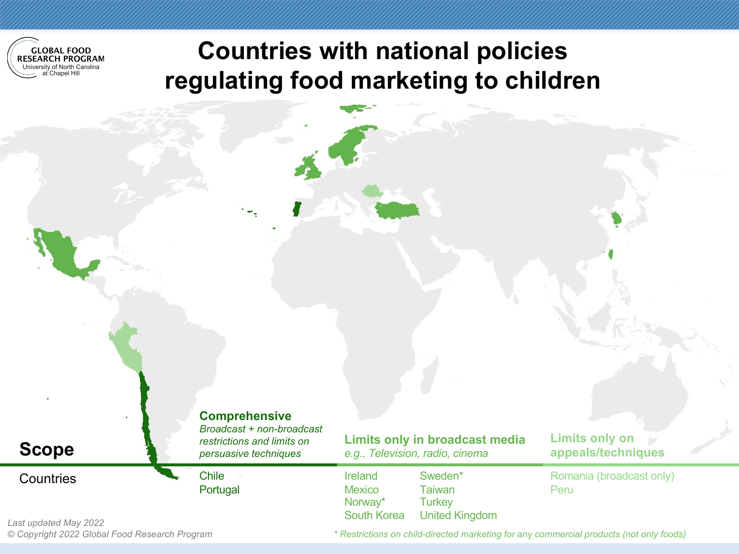# Countries with national policies regulating food marketing to children

GLOBAL FOOD RESEARCH PROGRAM
University of North Carolina at Chapel Hill

| **Scope** | **Comprehensive** *Broadcast + non-broadcast restrictions and limits on persuasive techniques* | **Limits only in broadcast media** *e.g., Television, radio, cinema* | | **Limits only on appeals/techniques** |
|---|---|---|---|---|
| Countries | Chile | Ireland | Sweden* | Romania (broadcast only) |
| | Portugal | Mexico | Taiwan | Peru |
| | | Norway* | Turkey | |
| | | South Korea | United Kingdom | |

*Last updated May 2022*

*© Copyright 2022 Global Food Research Program*

*\* Restrictions on child-directed marketing for* any *commercial products (not only foods)*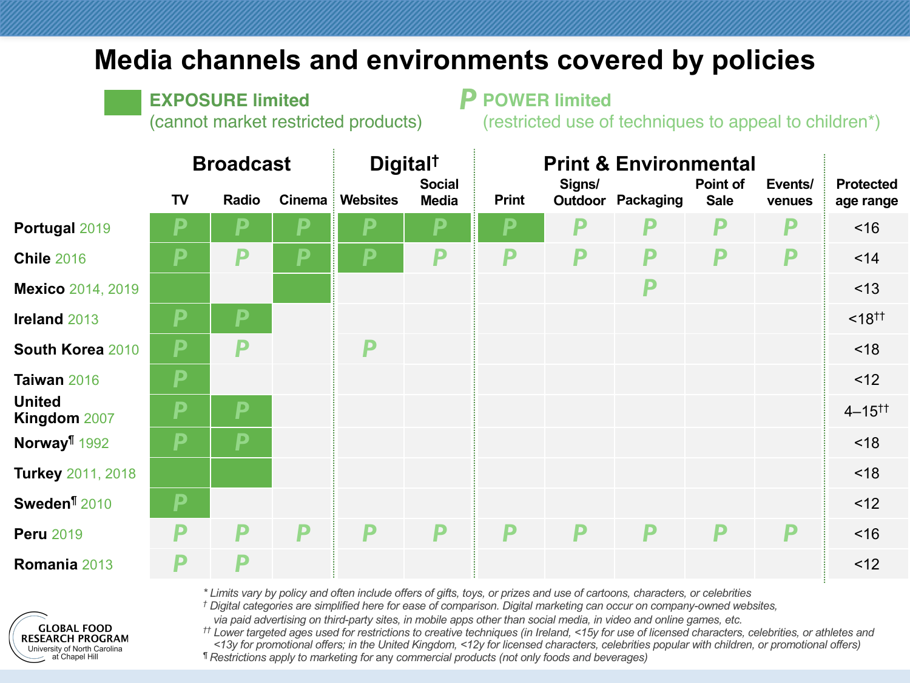# Media channels and environments covered by policies

**■ EXPOSURE limited** (cannot market restricted products)

***P* POWER limited** (restricted use of techniques to appeal to children*)

In the table, ■ marks a channel where exposure is limited, and *P* marks a channel where power is limited.

| | Broadcast | | | Digital† | | Print & Environmental | | | | | |
|---|---|---|---|---|---|---|---|---|---|---|---|
| | **TV** | **Radio** | **Cinema** | **Websites** | **Social Media** | **Print** | **Signs/ Outdoor** | **Packaging** | **Point of Sale** | **Events/ venues** | **Protected age range** |
| **Portugal** 2019 | ■ *P* | ■ *P* | ■ *P* | ■ *P* | ■ *P* | ■ *P* | *P* | *P* | *P* | *P* | <16 |
| **Chile** 2016 | ■ *P* | *P* | ■ *P* | ■ *P* | *P* | *P* | *P* | *P* | *P* | *P* | <14 |
| **Mexico** 2014, 2019 | ■ | | ■ | | | | | *P* | | | <13 |
| **Ireland** 2013 | ■ *P* | ■ *P* | | | | | | | | | <18†† |
| **South Korea** 2010 | ■ *P* | *P* | | *P* | | | | | | | <18 |
| **Taiwan** 2016 | ■ *P* | | | | | | | | | | <12 |
| **United Kingdom** 2007 | ■ *P* | ■ *P* | | | | | | | | | 4–15†† |
| **Norway**¶ 1992 | ■ *P* | ■ *P* | | | | | | | | | <18 |
| **Turkey** 2011, 2018 | ■ | ■ | | | | | | | | | <18 |
| **Sweden**¶ 2010 | ■ *P* | | | | | | | | | | <12 |
| **Peru** 2019 | *P* | *P* | *P* | *P* | *P* | *P* | *P* | *P* | *P* | *P* | <16 |
| **Romania** 2013 | *P* | *P* | | | | | | | | | <12 |

*\* Limits vary by policy and often include offers of gifts, toys, or prizes and use of cartoons, characters, or celebrities*

*† Digital categories are simplified here for ease of comparison. Digital marketing can occur on company-owned websites, via paid advertising on third-party sites, in mobile apps other than social media, in video and online games, etc.*

*†† Lower targeted ages used for restrictions to creative techniques (in Ireland, <15y for use of licensed characters, celebrities, or athletes and <13y for promotional offers; in the United Kingdom, <12y for licensed characters, celebrities popular with children, or promotional offers)*

*¶ Restrictions apply to marketing for any commercial products (not only foods and beverages)*

GLOBAL FOOD RESEARCH PROGRAM
University of North Carolina at Chapel Hill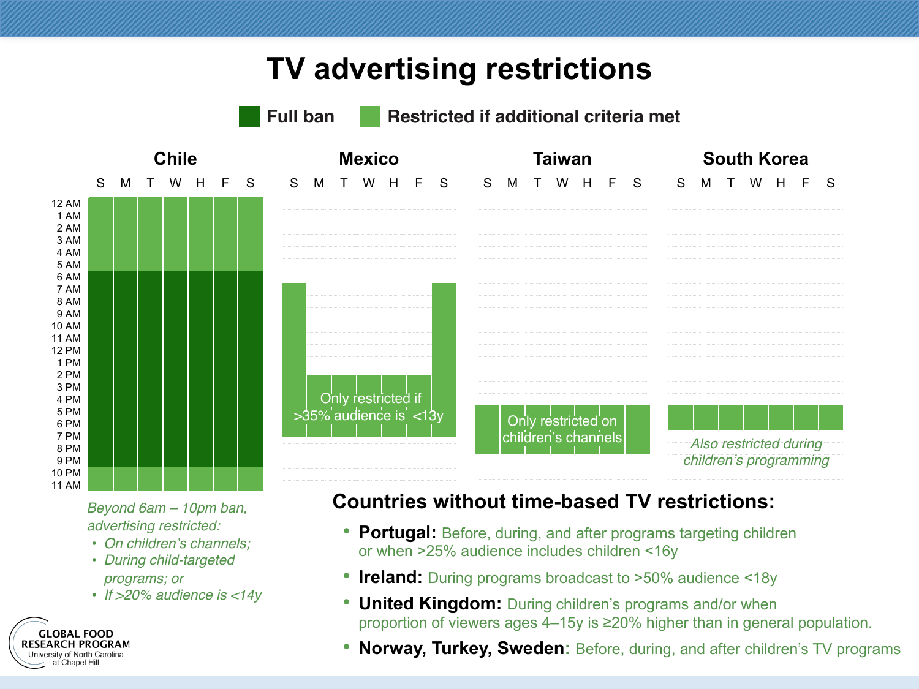# TV advertising restrictions

**Full ban** | **Restricted if additional criteria met**

## Chile

S M T W H F S

12 AM – 6 AM: Restricted if additional criteria met (all days)
6 AM – 10 PM: Full ban (all days)
10 PM – 12 AM: Restricted if additional criteria met (all days)

*Beyond 6am – 10pm ban, advertising restricted:*

- *On children's channels;*
- *During child-targeted programs; or*
- *If >20% audience is <14y*

## Mexico

S M T W H F S

Only restricted if >35% audience is <13y

## Taiwan

S M T W H F S

Only restricted on children's channels

## South Korea

S M T W H F S

*Also restricted during children's programming*

## Countries without time-based TV restrictions:

- **Portugal:** Before, during, and after programs targeting children or when >25% audience includes children <16y
- **Ireland:** During programs broadcast to >50% audience <18y
- **United Kingdom:** During children's programs and/or when proportion of viewers ages 4–15y is ≥20% higher than in general population.
- **Norway, Turkey, Sweden:** Before, during, and after children's TV programs

GLOBAL FOOD RESEARCH PROGRAM
University of North Carolina at Chapel Hill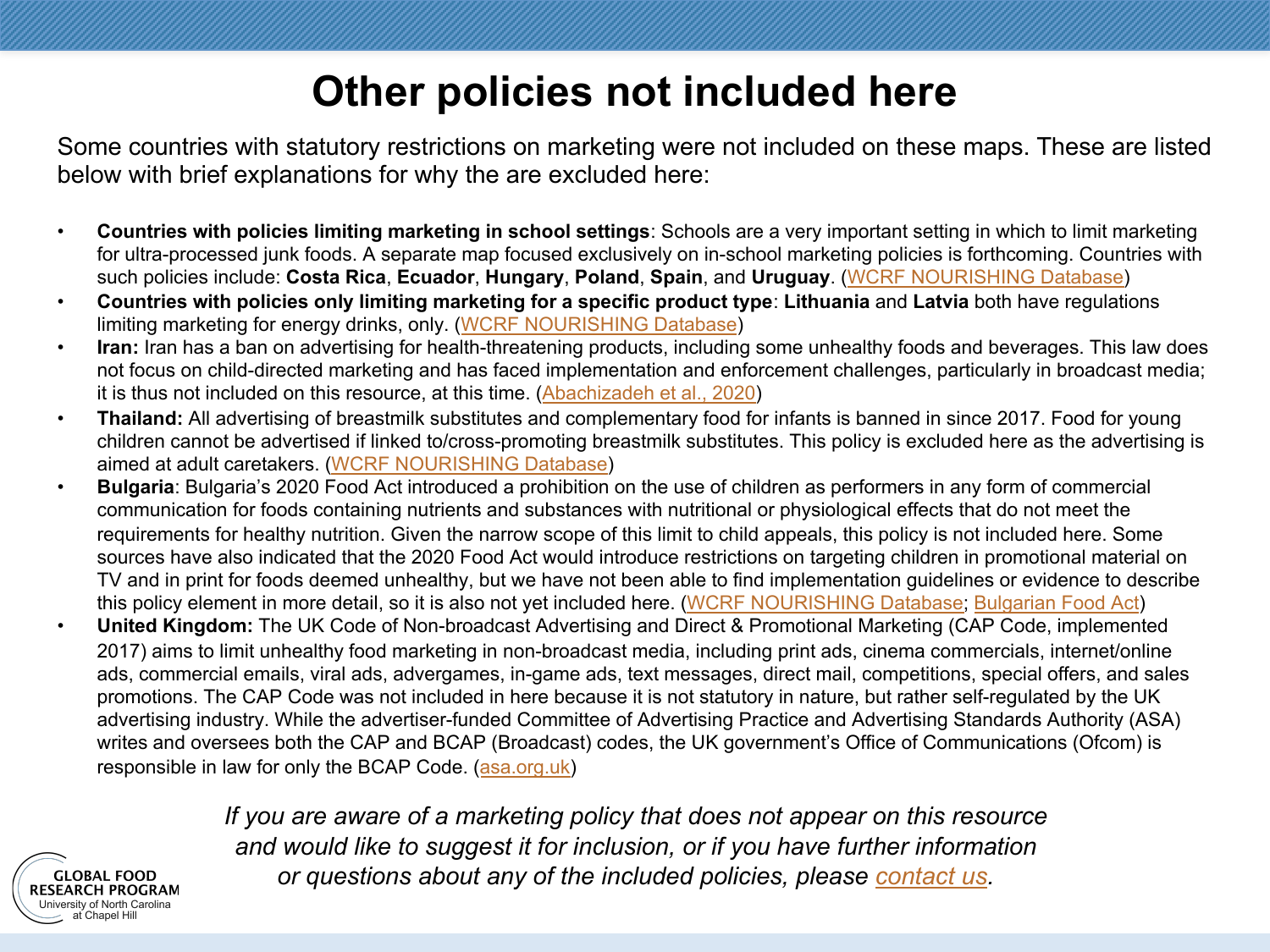# Other policies not included here

Some countries with statutory restrictions on marketing were not included on these maps. These are listed below with brief explanations for why the are excluded here:

- **Countries with policies limiting marketing in school settings**: Schools are a very important setting in which to limit marketing for ultra-processed junk foods. A separate map focused exclusively on in-school marketing policies is forthcoming. Countries with such policies include: **Costa Rica**, **Ecuador**, **Hungary**, **Poland**, **Spain**, and **Uruguay**. (WCRF NOURISHING Database)
- **Countries with policies only limiting marketing for a specific product type**: **Lithuania** and **Latvia** both have regulations limiting marketing for energy drinks, only. (WCRF NOURISHING Database)
- **Iran:** Iran has a ban on advertising for health-threatening products, including some unhealthy foods and beverages. This law does not focus on child-directed marketing and has faced implementation and enforcement challenges, particularly in broadcast media; it is thus not included on this resource, at this time. (Abachizadeh et al., 2020)
- **Thailand:** All advertising of breastmilk substitutes and complementary food for infants is banned in since 2017. Food for young children cannot be advertised if linked to/cross-promoting breastmilk substitutes. This policy is excluded here as the advertising is aimed at adult caretakers. (WCRF NOURISHING Database)
- **Bulgaria**: Bulgaria's 2020 Food Act introduced a prohibition on the use of children as performers in any form of commercial communication for foods containing nutrients and substances with nutritional or physiological effects that do not meet the requirements for healthy nutrition. Given the narrow scope of this limit to child appeals, this policy is not included here. Some sources have also indicated that the 2020 Food Act would introduce restrictions on targeting children in promotional material on TV and in print for foods deemed unhealthy, but we have not been able to find implementation guidelines or evidence to describe this policy element in more detail, so it is also not yet included here. (WCRF NOURISHING Database; Bulgarian Food Act)
- **United Kingdom:** The UK Code of Non-broadcast Advertising and Direct & Promotional Marketing (CAP Code, implemented 2017) aims to limit unhealthy food marketing in non-broadcast media, including print ads, cinema commercials, internet/online ads, commercial emails, viral ads, advergames, in-game ads, text messages, direct mail, competitions, special offers, and sales promotions. The CAP Code was not included in here because it is not statutory in nature, but rather self-regulated by the UK advertising industry. While the advertiser-funded Committee of Advertising Practice and Advertising Standards Authority (ASA) writes and oversees both the CAP and BCAP (Broadcast) codes, the UK government's Office of Communications (Ofcom) is responsible in law for only the BCAP Code. (asa.org.uk)

*If you are aware of a marketing policy that does not appear on this resource and would like to suggest it for inclusion, or if you have further information or questions about any of the included policies, please contact us.*

GLOBAL FOOD RESEARCH PROGRAM
University of North Carolina at Chapel Hill